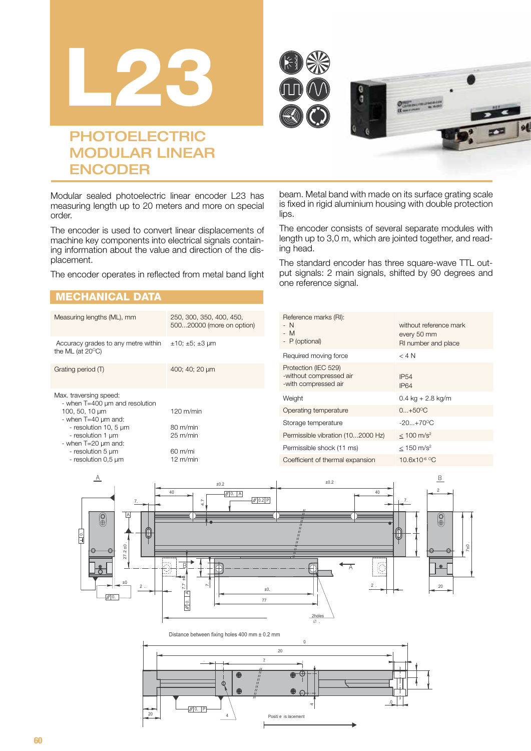# L23

## PHOTOELECTRIC MODULAR LINEAR ENCODER

Modular sealed photoelectric linear encoder L23 has measuring length up to 20 meters and more on special order.

The encoder is used to convert linear displacements of machine key components into electrical signals containing information about the value and direction of the displacement.

The encoder operates in reflected from metal band light beam. Metal band with made on its surface grating scale is fixed in rigid aluminium housing with double protection lips.

The encoder consists of several separate modules with length up to 3,0 m, which are jointed together, and reading head.

The standard encoder has three square-wave TTL output signals: 2 main signals, shifted by 90 degrees and one reference signal.

## MECHANICAL DATA

| Parameter | Value |
|---|---|
| Measuring lengths (ML), mm | 250, 300, 350, 400, 450, 500...20000 (more on option) |
| Accuracy grades to any metre within the ML (at 20°C) | ±10; ±5; ±3 µm |
| Grating period (T) | 400; 40; 20 µm |
| Max. traversing speed: | |
| - when T=400 µm and resolution 100, 50, 10 µm | 120 m/min |
| - when T=40 µm and: | |
| - resolution 10, 5 µm | 80 m/min |
| - resolution 1 µm | 25 m/min |
| - when T=20 µm and: | |
| - resolution 5 µm | 60 m/mi |
| - resolution 0,5 µm | 12 m/min |

| Parameter | Value |
|---|---|
| Reference marks (RI): | |
| - N | without reference mark |
| - M | every 50 mm |
| - P (optional) | RI number and place |
| Required moving force | < 4 N |
| Protection (IEC 529) | |
| -without compressed air | IP54 |
| -with compressed air | IP64 |
| Weight | 0.4 kg + 2.8 kg/m |
| Operating temperature | 0...+50°C |
| Storage temperature | -20...+70°C |
| Permissible vibration (10...2000 Hz) | ≤ 100 m/s² |
| Permissible shock (11 ms) | ≤ 150 m/s² |
| Coefficient of thermal expansion | 10.6x10⁻⁶ °C |

Distance between fixing holes 400 mm ± 0.2 mm

Positive displacement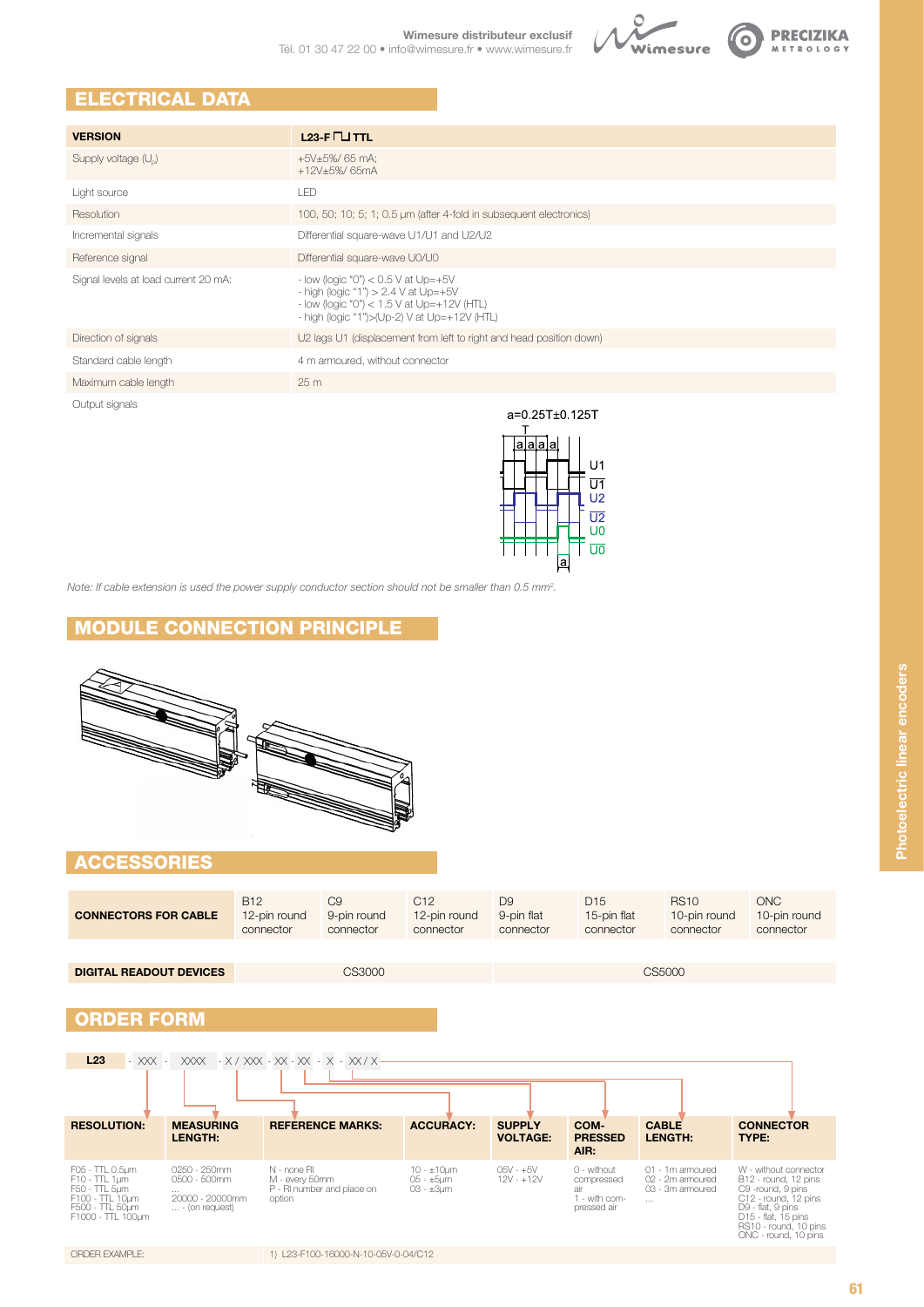## ELECTRICAL DATA

| VERSION | L23-F ⊓⊔ TTL |
|---|---|
| Supply voltage ($U_p$) | +5V±5%/ 65 mA; +12V±5%/ 65mA |
| Light source | LED |
| Resolution | 100, 50; 10; 5; 1; 0.5 µm (after 4-fold in subsequent electronics) |
| Incremental signals | Differential square-wave U1/U1 and U2/U2 |
| Reference signal | Differential square-wave U0/U0 |
| Signal levels at load current 20 mA: | - low (logic "0") < 0.5 V at Up=+5V<br>- high (logic "1") > 2.4 V at Up=+5V<br>- low (logic "0") < 1.5 V at Up=+12V (HTL)<br>- high (logic "1")>(Up-2) V at Up=+12V (HTL) |
| Direction of signals | U2 lags U1 (displacement from left to right and head position down) |
| Standard cable length | 4 m armoured, without connector |
| Maximum cable length | 25 m |
| Output signals | |

a=0.25T±0.125T

T

a a a a

U1
$\overline{U1}$
U2
$\overline{U2}$
U0
$\overline{U0}$

a

*Note: If cable extension is used the power supply conductor section should not be smaller than 0.5 mm².*

## MODULE CONNECTION PRINCIPLE

## ACCESSORIES

| CONNECTORS FOR CABLE | B12 12-pin round connector | C9 9-pin round connector | C12 12-pin round connector | D9 9-pin flat connector | D15 15-pin flat connector | RS10 10-pin round connector | ONC 10-pin round connector |
|---|---|---|---|---|---|---|---|

| DIGITAL READOUT DEVICES | CS3000 | CS5000 |
|---|---|---|

## ORDER FORM

L23 - XXX - XXXX - X / XXX - XX - XX - X - XX / X

| RESOLUTION: | MEASURING LENGTH: | REFERENCE MARKS: | ACCURACY: | SUPPLY VOLTAGE: | COMPRESSED AIR: | CABLE LENGTH: | CONNECTOR TYPE: |
|---|---|---|---|---|---|---|---|
| F05 - TTL 0.5µm<br>F10 - TTL 1µm<br>F50 - TTL 5µm<br>F100 - TTL 10µm<br>F500 - TTL 50µm<br>F1000 - TTL 100µm | 0250 - 250mm<br>0500 - 500mm<br>...<br>20000 - 20000mm<br>... - (on request) | N - none RI<br>M - every 50mm<br>P - RI number and place on option | 10 - ±10µm<br>05 - ±5µm<br>03 - ±3µm | 05V - +5V<br>12V - +12V | 0 - without compressed air<br>1 - with compressed air | 01 - 1m armoured<br>02 - 2m armoured<br>03 - 3m armoured<br>... | W - without connector<br>B12 - round, 12 pins<br>C9 -round, 9 pins<br>C12 - round, 12 pins<br>D9 - flat, 9 pins<br>D15 - flat, 15 pins<br>RS10 - round, 10 pins<br>ONC - round, 10 pins |

ORDER EXAMPLE: 1) L23-F100-16000-N-10-05V-0-04/C12